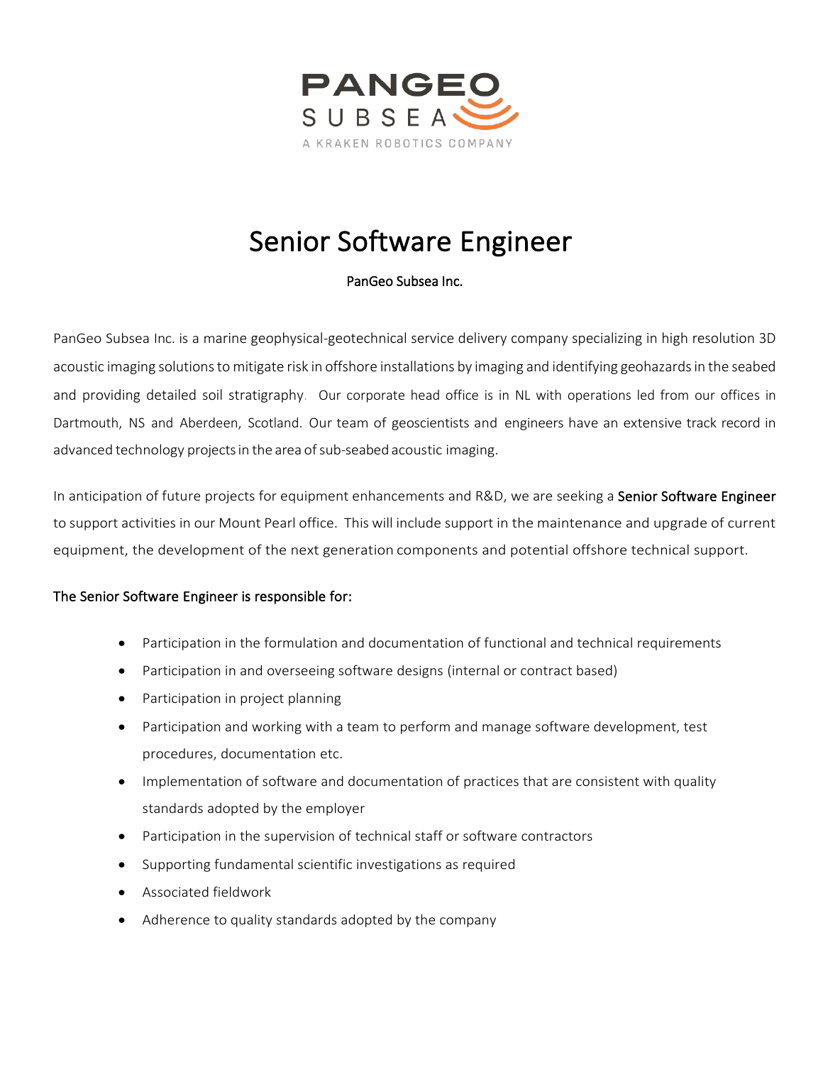PANGEO SUBSEA

A KRAKEN ROBOTICS COMPANY

# Senior Software Engineer

PanGeo Subsea Inc.

PanGeo Subsea Inc. is a marine geophysical-geotechnical service delivery company specializing in high resolution 3D acoustic imaging solutions to mitigate risk in offshore installations by imaging and identifying geohazards in the seabed and providing detailed soil stratigraphy. Our corporate head office is in NL with operations led from our offices in Dartmouth, NS and Aberdeen, Scotland. Our team of geoscientists and engineers have an extensive track record in advanced technology projects in the area of sub-seabed acoustic imaging.

In anticipation of future projects for equipment enhancements and R&D, we are seeking a **Senior Software Engineer** to support activities in our Mount Pearl office. This will include support in the maintenance and upgrade of current equipment, the development of the next generation components and potential offshore technical support.

**The Senior Software Engineer is responsible for:**

- Participation in the formulation and documentation of functional and technical requirements
- Participation in and overseeing software designs (internal or contract based)
- Participation in project planning
- Participation and working with a team to perform and manage software development, test procedures, documentation etc.
- Implementation of software and documentation of practices that are consistent with quality standards adopted by the employer
- Participation in the supervision of technical staff or software contractors
- Supporting fundamental scientific investigations as required
- Associated fieldwork
- Adherence to quality standards adopted by the company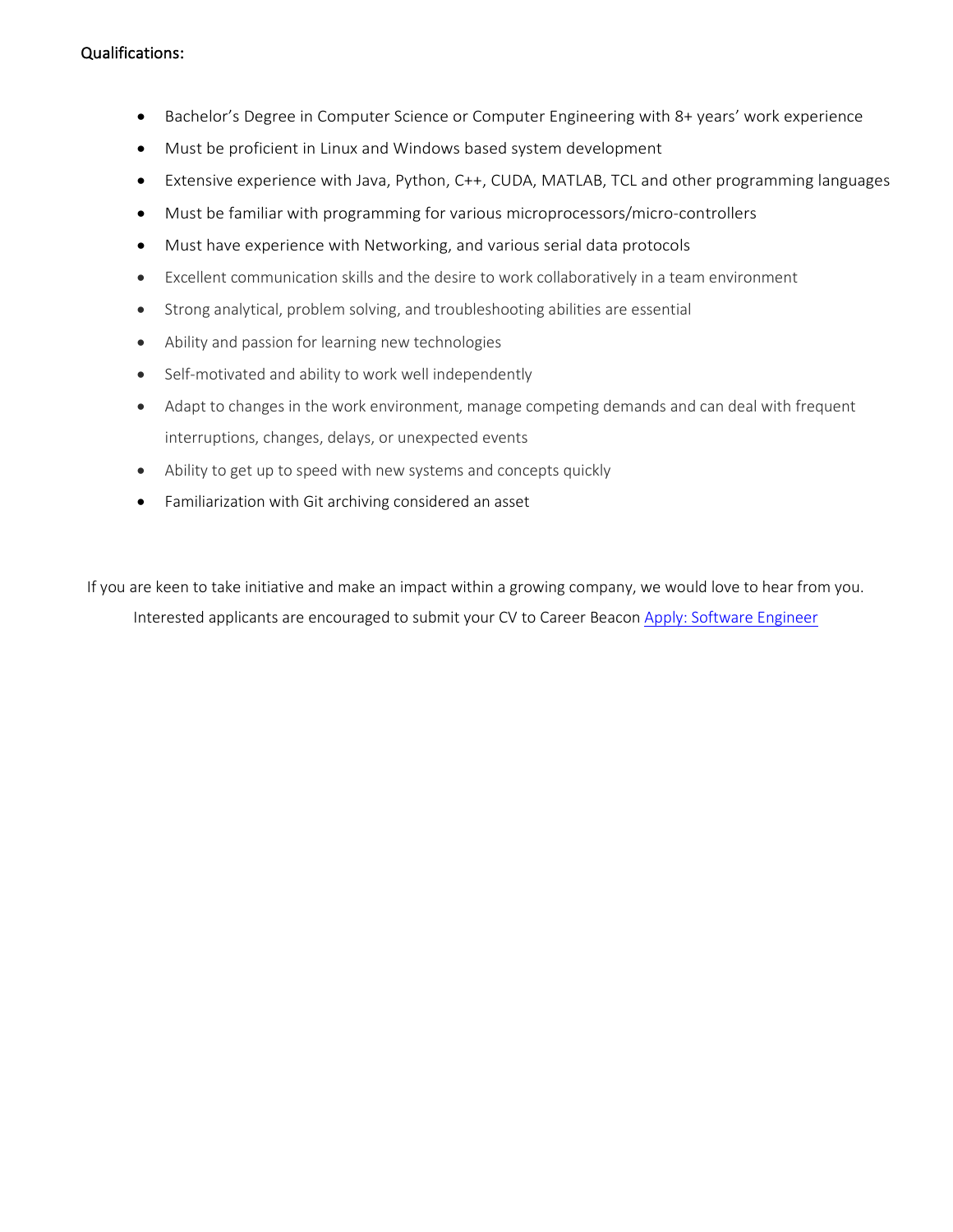Qualifications:

- Bachelor's Degree in Computer Science or Computer Engineering with 8+ years' work experience
- Must be proficient in Linux and Windows based system development
- Extensive experience with Java, Python, C++, CUDA, MATLAB, TCL and other programming languages
- Must be familiar with programming for various microprocessors/micro-controllers
- Must have experience with Networking, and various serial data protocols
- Excellent communication skills and the desire to work collaboratively in a team environment
- Strong analytical, problem solving, and troubleshooting abilities are essential
- Ability and passion for learning new technologies
- Self-motivated and ability to work well independently
- Adapt to changes in the work environment, manage competing demands and can deal with frequent interruptions, changes, delays, or unexpected events
- Ability to get up to speed with new systems and concepts quickly
- Familiarization with Git archiving considered an asset

If you are keen to take initiative and make an impact within a growing company, we would love to hear from you.
Interested applicants are encouraged to submit your CV to Career Beacon Apply: Software Engineer